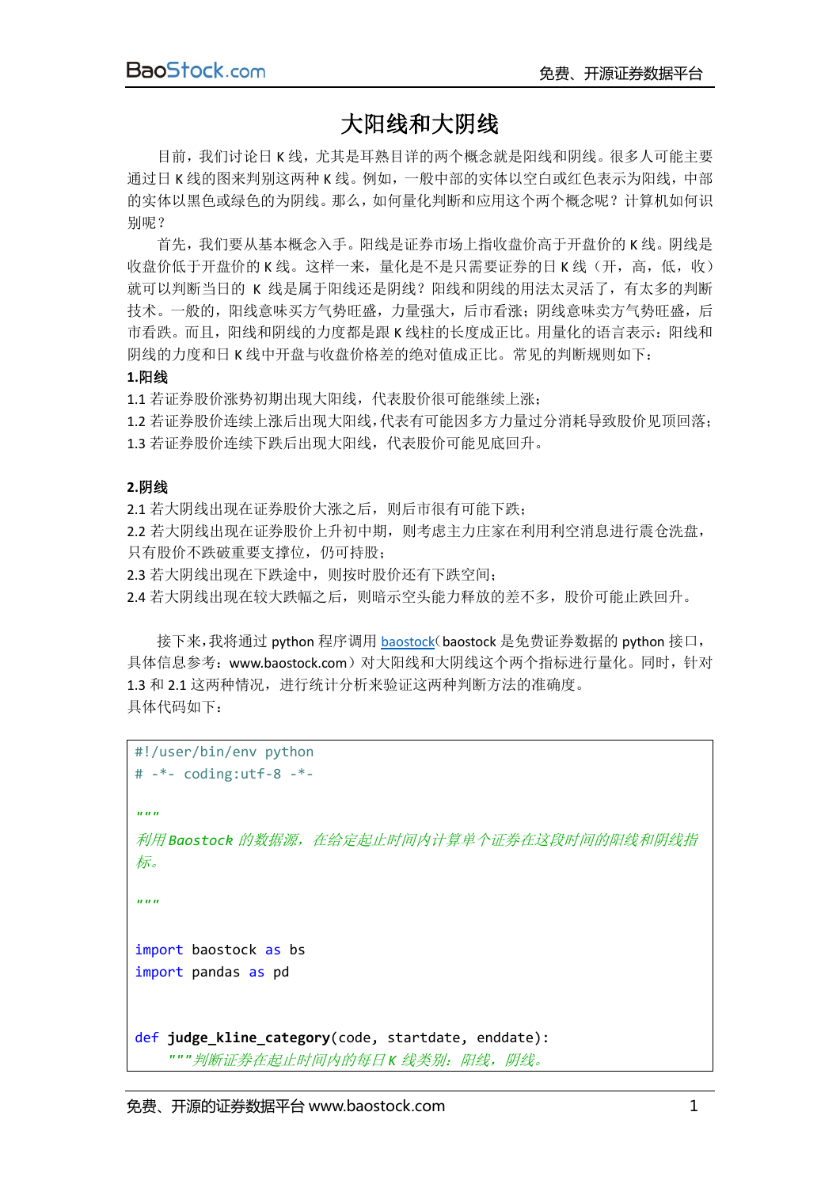# 大阳线和大阴线

目前，我们讨论日 K 线，尤其是耳熟目详的两个概念就是阳线和阴线。很多人可能主要通过日 K 线的图来判别这两种 K 线。例如，一般中部的实体以空白或红色表示为阳线，中部的实体以黑色或绿色的为阴线。那么，如何量化判断和应用这个两个概念呢？计算机如何识别呢？

首先，我们要从基本概念入手。阳线是证券市场上指收盘价高于开盘价的 K 线。阴线是收盘价低于开盘价的 K 线。这样一来，量化是不是只需要证券的日 K 线（开，高，低，收）就可以判断当日的 K 线是属于阳线还是阴线？阳线和阴线的用法太灵活了，有太多的判断技术。一般的，阳线意味买方气势旺盛，力量强大，后市看涨；阴线意味卖方气势旺盛，后市看跌。而且，阳线和阴线的力度都是跟 K 线柱的长度成正比。用量化的语言表示：阳线和阴线的力度和日 K 线中开盘与收盘价格差的绝对值成正比。常见的判断规则如下：

**1.阳线**

1.1 若证券股价涨势初期出现大阳线，代表股价很可能继续上涨；

1.2 若证券股价连续上涨后出现大阳线，代表有可能因多方力量过分消耗导致股价见顶回落；

1.3 若证券股价连续下跌后出现大阳线，代表股价可能见底回升。

**2.阴线**

2.1 若大阴线出现在证券股价大涨之后，则后市很有可能下跌；

2.2 若大阴线出现在证券股价上升初中期，则考虑主力庄家在利用利空消息进行震仓洗盘，只有股价不跌破重要支撑位，仍可持股；

2.3 若大阴线出现在下跌途中，则按时股价还有下跌空间；

2.4 若大阴线出现在较大跌幅之后，则暗示空头能力释放的差不多，股价可能止跌回升。

接下来，我将通过 python 程序调用 baostock（baostock 是免费证券数据的 python 接口，具体信息参考：www.baostock.com）对大阳线和大阴线这个两个指标进行量化。同时，针对 1.3 和 2.1 这两种情况，进行统计分析来验证这两种判断方法的准确度。

具体代码如下：

```
#!/user/bin/env python
# -*- coding:utf-8 -*-

"""
利用 Baostock 的数据源，在给定起止时间内计算单个证券在这段时间的阳线和阴线指标。

"""

import baostock as bs
import pandas as pd


def judge_kline_category(code, startdate, enddate):
    """判断证券在起止时间内的每日 K 线类别：阳线，阴线。
```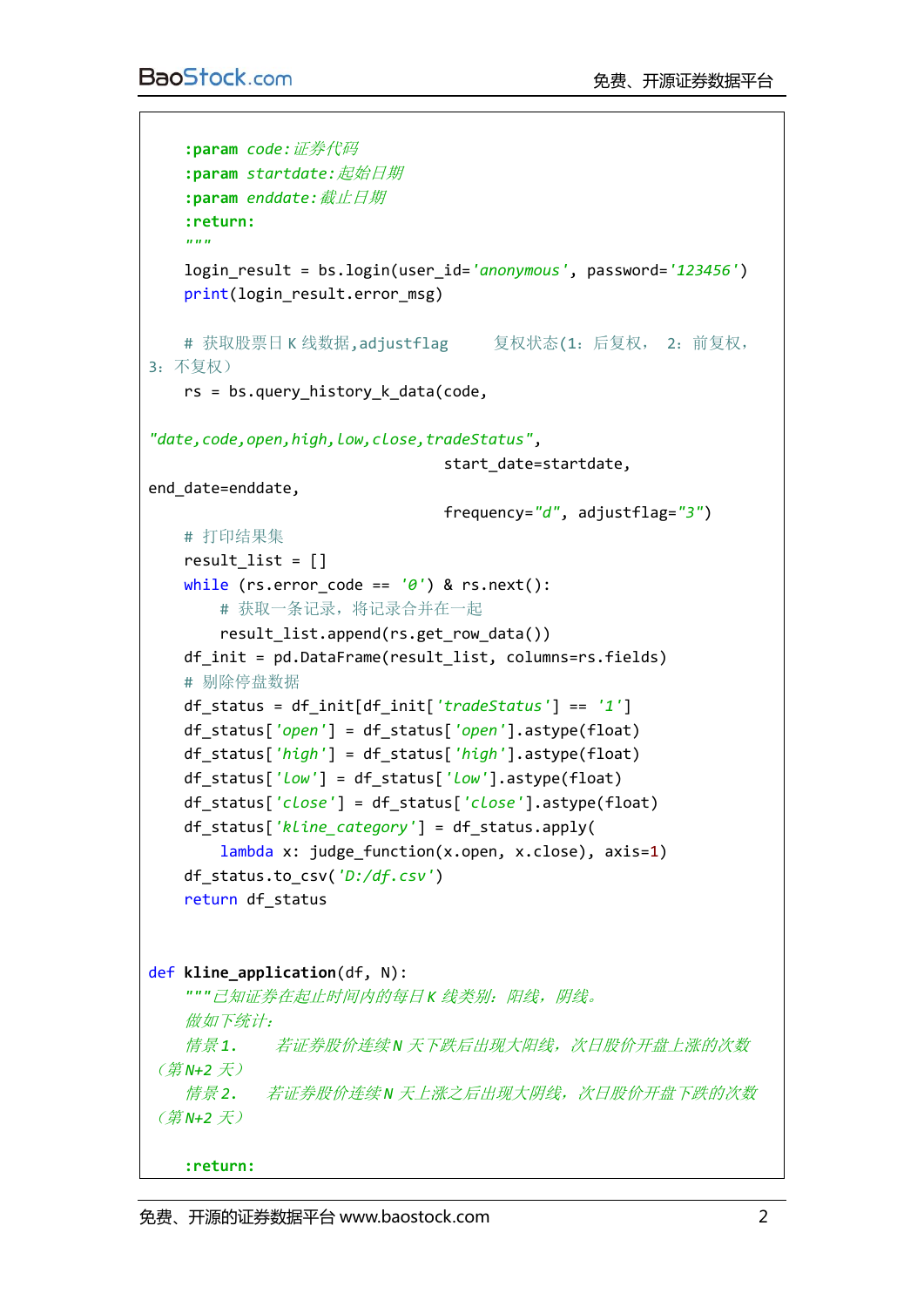```python
    :param code:证券代码
    :param startdate:起始日期
    :param enddate:截止日期
    :return:
    """
    login_result = bs.login(user_id='anonymous', password='123456')
    print(login_result.error_msg)

    # 获取股票日 K 线数据,adjustflag    复权状态(1: 后复权, 2: 前复权,3: 不复权)
    rs = bs.query_history_k_data(code,
                                 "date,code,open,high,low,close,tradeStatus",
                                 start_date=startdate, end_date=enddate,
                                 frequency="d", adjustflag="3")
    # 打印结果集
    result_list = []
    while (rs.error_code == '0') & rs.next():
        # 获取一条记录，将记录合并在一起
        result_list.append(rs.get_row_data())
    df_init = pd.DataFrame(result_list, columns=rs.fields)
    # 剔除停盘数据
    df_status = df_init[df_init['tradeStatus'] == '1']
    df_status['open'] = df_status['open'].astype(float)
    df_status['high'] = df_status['high'].astype(float)
    df_status['low'] = df_status['low'].astype(float)
    df_status['close'] = df_status['close'].astype(float)
    df_status['kline_category'] = df_status.apply(
        lambda x: judge_function(x.open, x.close), axis=1)
    df_status.to_csv('D:/df.csv')
    return df_status


def kline_application(df, N):
    """已知证券在起止时间内的每日 K 线类别：阳线，阴线。
    做如下统计：
    情景 1.    若证券股价连续 N 天下跌后出现大阳线，次日股价开盘上涨的次数（第 N+2 天）
    情景 2.    若证券股价连续 N 天上涨之后出现大阴线，次日股价开盘下跌的次数（第 N+2 天）

    :return:
```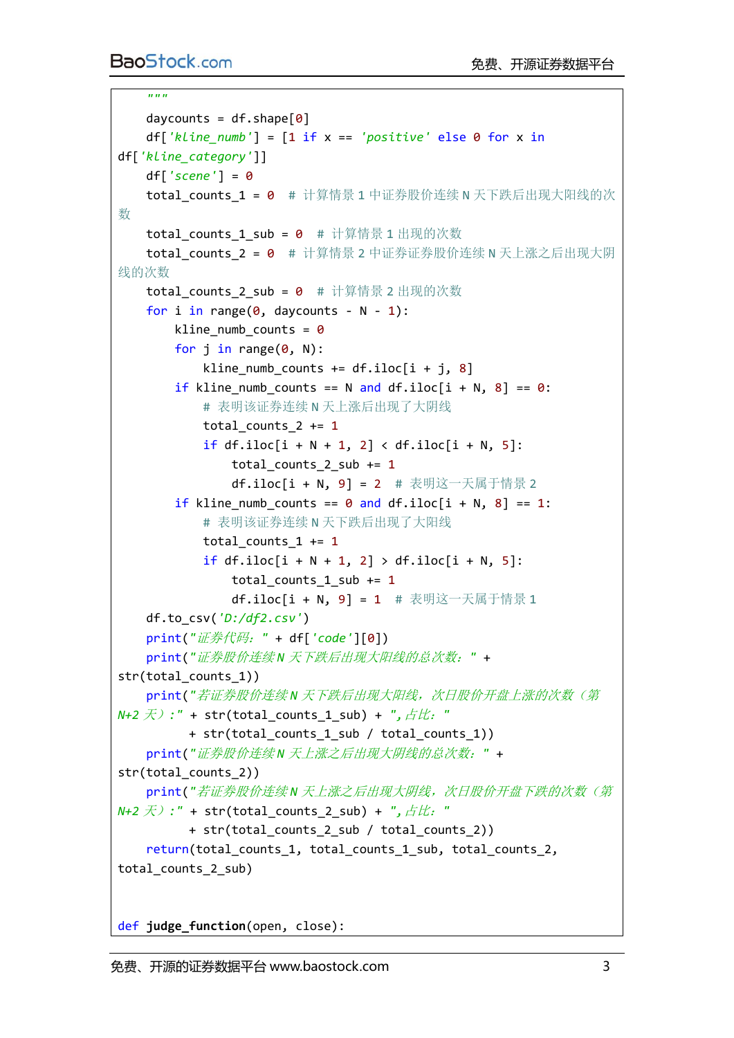```python
    """
    daycounts = df.shape[0]
    df['kline_numb'] = [1 if x == 'positive' else 0 for x in df['kline_category']]
    df['scene'] = 0
    total_counts_1 = 0  # 计算情景 1 中证券股价连续 N 天下跌后出现大阳线的次数
    total_counts_1_sub = 0  # 计算情景 1 出现的次数
    total_counts_2 = 0  # 计算情景 2 中证券证券股价连续 N 天上涨之后出现大阴线的次数
    total_counts_2_sub = 0  # 计算情景 2 出现的次数
    for i in range(0, daycounts - N - 1):
        kline_numb_counts = 0
        for j in range(0, N):
            kline_numb_counts += df.iloc[i + j, 8]
        if kline_numb_counts == N and df.iloc[i + N, 8] == 0:
            # 表明该证券连续 N 天上涨后出现了大阴线
            total_counts_2 += 1
            if df.iloc[i + N + 1, 2] < df.iloc[i + N, 5]:
                total_counts_2_sub += 1
                df.iloc[i + N, 9] = 2  # 表明这一天属于情景 2
        if kline_numb_counts == 0 and df.iloc[i + N, 8] == 1:
            # 表明该证券连续 N 天下跌后出现了大阳线
            total_counts_1 += 1
            if df.iloc[i + N + 1, 2] > df.iloc[i + N, 5]:
                total_counts_1_sub += 1
                df.iloc[i + N, 9] = 1  # 表明这一天属于情景 1
    df.to_csv('D:/df2.csv')
    print("证券代码：" + df['code'][0])
    print("证券股价连续 N 天下跌后出现大阳线的总次数：" + str(total_counts_1))
    print("若证券股价连续 N 天下跌后出现大阳线，次日股价开盘上涨的次数（第 N+2 天）：" + str(total_counts_1_sub) + "，占比："
          + str(total_counts_1_sub / total_counts_1))
    print("证券股价连续 N 天上涨之后出现大阴线的总次数：" + str(total_counts_2))
    print("若证券股价连续 N 天上涨之后出现大阴线，次日股价开盘下跌的次数（第 N+2 天）：" + str(total_counts_2_sub) + "，占比："
          + str(total_counts_2_sub / total_counts_2))
    return(total_counts_1, total_counts_1_sub, total_counts_2, total_counts_2_sub)


def judge_function(open, close):
```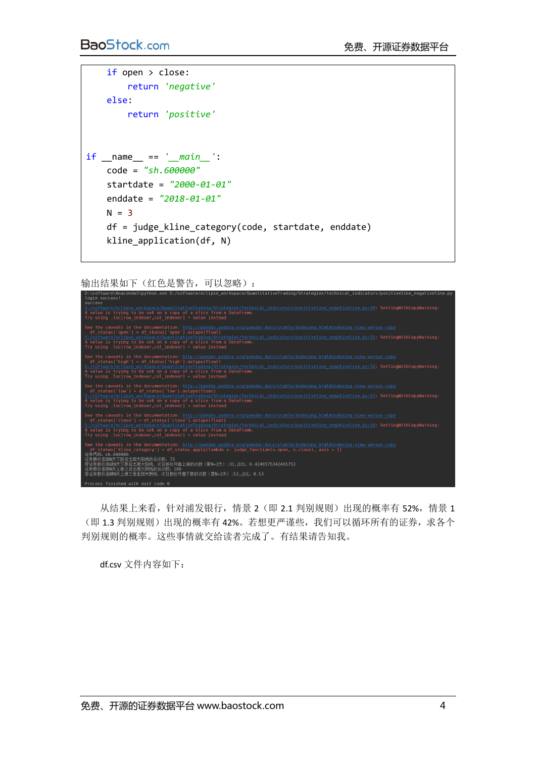```python
    if open > close:
        return 'negative'
    else:
        return 'positive'


if __name__ == '__main__':
    code = "sh.600000"
    startdate = "2000-01-01"
    enddate = "2018-01-01"
    N = 3
    df = judge_kline_category(code, startdate, enddate)
    kline_application(df, N)
```

输出结果如下（红色是警告，可以忽略）：

```
D:\software\Anaconda3\python.exe D:/software/eclipse_workspace/QuantitativeTrading/Strategies/technical_indicators/positiveline_negativeline.py
login success!
success
D:/software/eclipse_workspace/QuantitativeTrading/Strategies/technical_indicators/positiveline_negativeline.py:50: SettingWithCopyWarning:
A value is trying to be set on a copy of a slice from a DataFrame.
Try using .loc[row_indexer,col_indexer] = value instead

See the caveats in the documentation: http://pandas.pydata.org/pandas-docs/stable/indexing.html#indexing-view-versus-copy
  df_status['open'] = df_status['open'].astype(float)
D:/software/eclipse_workspace/QuantitativeTrading/Strategies/technical_indicators/positiveline_negativeline.py:51: SettingWithCopyWarning:
A value is trying to be set on a copy of a slice from a DataFrame.
Try using .loc[row_indexer,col_indexer] = value instead

See the caveats in the documentation: http://pandas.pydata.org/pandas-docs/stable/indexing.html#indexing-view-versus-copy
  df_status['high'] = df_status['high'].astype(float)
D:/software/eclipse_workspace/QuantitativeTrading/Strategies/technical_indicators/positiveline_negativeline.py:52: SettingWithCopyWarning:
A value is trying to be set on a copy of a slice from a DataFrame.
Try using .loc[row_indexer,col_indexer] = value instead

See the caveats in the documentation: http://pandas.pydata.org/pandas-docs/stable/indexing.html#indexing-view-versus-copy
  df_status['low'] = df_status['low'].astype(float)
D:/software/eclipse_workspace/QuantitativeTrading/Strategies/technical_indicators/positiveline_negativeline.py:53: SettingWithCopyWarning:
A value is trying to be set on a copy of a slice from a DataFrame.
Try using .loc[row_indexer,col_indexer] = value instead

See the caveats in the documentation: http://pandas.pydata.org/pandas-docs/stable/indexing.html#indexing-view-versus-copy
  df_status['close'] = df_status['close'].astype(float)
D:/software/eclipse_workspace/QuantitativeTrading/Strategies/technical_indicators/positiveline_negativeline.py:54: SettingWithCopyWarning:
A value is trying to be set on a copy of a slice from a DataFrame.
Try using .loc[row_indexer,col_indexer] = value instead

See the caveats in the documentation: http://pandas.pydata.org/pandas-docs/stable/indexing.html#indexing-view-versus-copy
  df_status['kline_category'] = df_status.apply(lambda x: judge_function(x.open, x.close), axis = 1)
证券代码：sh.600000
证券股价连续N天下跌后出现大阳线的总次数：73
若证券股价连续N天下跌后出现大阳线，次日股价开盘上涨的次数（第N+2天）：31,占比：0.4246575342465753
证券股价连续N天上涨之后出现大阴线的总次数：100
若证券股价连续N天上涨之后出现大阴线，次日股价开盘下跌的次数（第N+2天）：53,占比：0.53

Process finished with exit code 0
```

从结果上来看，针对浦发银行，情景 2（即 2.1 判别规则）出现的概率有 52%，情景 1（即 1.3 判别规则）出现的概率有 42%。若想更严谨些，我们可以循环所有的证券，求各个判别规则的概率。这些事情就交给读者完成了。有结果请告知我。

df.csv 文件内容如下：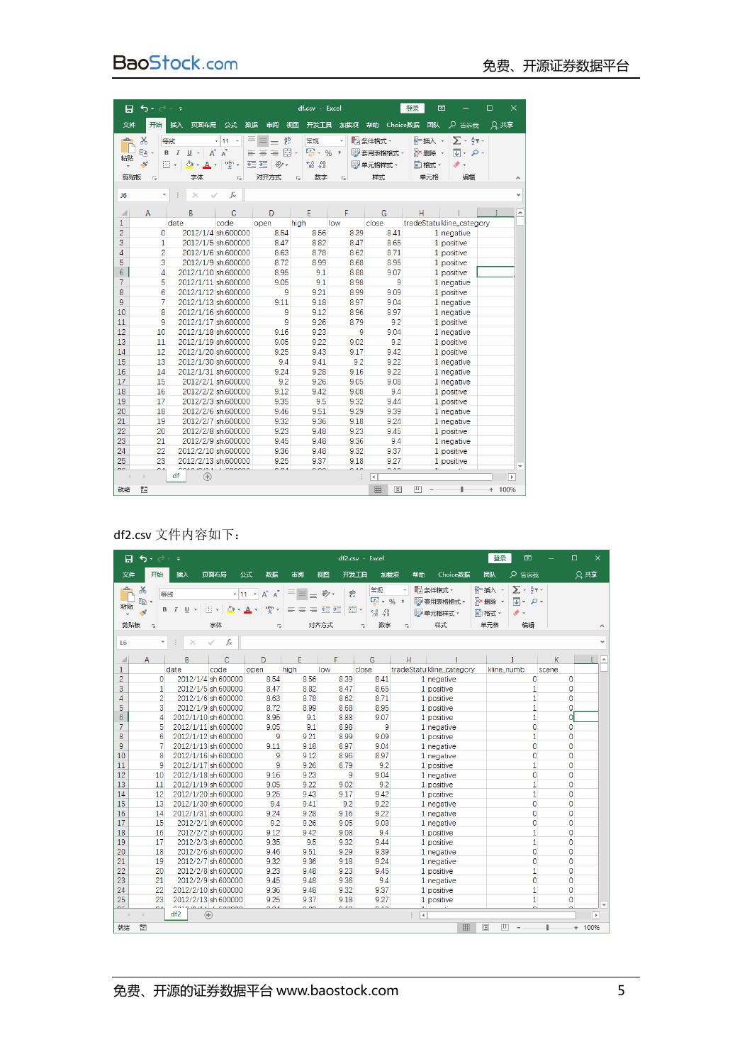| | date | code | open | high | low | close | tradeStatus | kline_category |
|---|---|---|---|---|---|---|---|---|
| 0 | 2012/1/4 | sh.600000 | 8.54 | 8.56 | 8.39 | 8.41 | 1 | negative |
| 1 | 2012/1/5 | sh.600000 | 8.47 | 8.82 | 8.47 | 8.65 | 1 | positive |
| 2 | 2012/1/6 | sh.600000 | 8.63 | 8.78 | 8.62 | 8.71 | 1 | positive |
| 3 | 2012/1/9 | sh.600000 | 8.72 | 8.99 | 8.68 | 8.95 | 1 | positive |
| 4 | 2012/1/10 | sh.600000 | 8.95 | 9.1 | 8.88 | 9.07 | 1 | positive |
| 5 | 2012/1/11 | sh.600000 | 9.05 | 9.1 | 8.98 | 9 | 1 | negative |
| 6 | 2012/1/12 | sh.600000 | 9 | 9.21 | 8.99 | 9.09 | 1 | positive |
| 7 | 2012/1/13 | sh.600000 | 9.11 | 9.18 | 8.97 | 9.04 | 1 | negative |
| 8 | 2012/1/16 | sh.600000 | 9 | 9.12 | 8.96 | 8.97 | 1 | negative |
| 9 | 2012/1/17 | sh.600000 | 9 | 9.26 | 8.79 | 9.2 | 1 | positive |
| 10 | 2012/1/18 | sh.600000 | 9.16 | 9.23 | 9 | 9.04 | 1 | negative |
| 11 | 2012/1/19 | sh.600000 | 9.05 | 9.22 | 9.02 | 9.2 | 1 | positive |
| 12 | 2012/1/20 | sh.600000 | 9.25 | 9.43 | 9.17 | 9.42 | 1 | positive |
| 13 | 2012/1/30 | sh.600000 | 9.4 | 9.41 | 9.2 | 9.22 | 1 | negative |
| 14 | 2012/1/31 | sh.600000 | 9.24 | 9.28 | 9.16 | 9.22 | 1 | negative |
| 15 | 2012/2/1 | sh.600000 | 9.2 | 9.26 | 9.05 | 9.08 | 1 | negative |
| 16 | 2012/2/2 | sh.600000 | 9.12 | 9.42 | 9.08 | 9.4 | 1 | positive |
| 17 | 2012/2/3 | sh.600000 | 9.35 | 9.5 | 9.32 | 9.44 | 1 | positive |
| 18 | 2012/2/6 | sh.600000 | 9.46 | 9.51 | 9.29 | 9.39 | 1 | negative |
| 19 | 2012/2/7 | sh.600000 | 9.32 | 9.36 | 9.18 | 9.24 | 1 | negative |
| 20 | 2012/2/8 | sh.600000 | 9.23 | 9.48 | 9.23 | 9.45 | 1 | positive |
| 21 | 2012/2/9 | sh.600000 | 9.45 | 9.48 | 9.36 | 9.4 | 1 | negative |
| 22 | 2012/2/10 | sh.600000 | 9.36 | 9.48 | 9.32 | 9.37 | 1 | positive |
| 23 | 2012/2/13 | sh.600000 | 9.25 | 9.37 | 9.18 | 9.27 | 1 | positive |

df2.csv 文件内容如下：

| | date | code | open | high | low | close | tradeStatus | kline_category | kline_number | scene |
|---|---|---|---|---|---|---|---|---|---|---|
| 0 | 2012/1/4 | sh.600000 | 8.54 | 8.56 | 8.39 | 8.41 | 1 | negative | 0 | 0 |
| 1 | 2012/1/5 | sh.600000 | 8.47 | 8.82 | 8.47 | 8.65 | 1 | positive | 1 | 0 |
| 2 | 2012/1/6 | sh.600000 | 8.63 | 8.78 | 8.62 | 8.71 | 1 | positive | 1 | 0 |
| 3 | 2012/1/9 | sh.600000 | 8.72 | 8.99 | 8.68 | 8.95 | 1 | positive | 1 | 0 |
| 4 | 2012/1/10 | sh.600000 | 8.95 | 9.1 | 8.88 | 9.07 | 1 | positive | 1 | 0 |
| 5 | 2012/1/11 | sh.600000 | 9.05 | 9.1 | 8.98 | 9 | 1 | negative | 0 | 0 |
| 6 | 2012/1/12 | sh.600000 | 9 | 9.21 | 8.99 | 9.09 | 1 | positive | 1 | 0 |
| 7 | 2012/1/13 | sh.600000 | 9.11 | 9.18 | 8.97 | 9.04 | 1 | negative | 0 | 0 |
| 8 | 2012/1/16 | sh.600000 | 9 | 9.12 | 8.96 | 8.97 | 1 | negative | 0 | 0 |
| 9 | 2012/1/17 | sh.600000 | 9 | 9.26 | 8.79 | 9.2 | 1 | positive | 1 | 0 |
| 10 | 2012/1/18 | sh.600000 | 9.16 | 9.23 | 9 | 9.04 | 1 | negative | 0 | 0 |
| 11 | 2012/1/19 | sh.600000 | 9.05 | 9.22 | 9.02 | 9.2 | 1 | positive | 1 | 0 |
| 12 | 2012/1/20 | sh.600000 | 9.25 | 9.43 | 9.17 | 9.42 | 1 | positive | 1 | 0 |
| 13 | 2012/1/30 | sh.600000 | 9.4 | 9.41 | 9.2 | 9.22 | 1 | negative | 0 | 0 |
| 14 | 2012/1/31 | sh.600000 | 9.24 | 9.28 | 9.16 | 9.22 | 1 | negative | 0 | 0 |
| 15 | 2012/2/1 | sh.600000 | 9.2 | 9.26 | 9.05 | 9.08 | 1 | negative | 0 | 0 |
| 16 | 2012/2/2 | sh.600000 | 9.12 | 9.42 | 9.08 | 9.4 | 1 | positive | 1 | 0 |
| 17 | 2012/2/3 | sh.600000 | 9.35 | 9.5 | 9.32 | 9.44 | 1 | positive | 1 | 0 |
| 18 | 2012/2/6 | sh.600000 | 9.46 | 9.51 | 9.29 | 9.39 | 1 | negative | 0 | 0 |
| 19 | 2012/2/7 | sh.600000 | 9.32 | 9.36 | 9.18 | 9.24 | 1 | negative | 0 | 0 |
| 20 | 2012/2/8 | sh.600000 | 9.23 | 9.48 | 9.23 | 9.45 | 1 | positive | 1 | 0 |
| 21 | 2012/2/9 | sh.600000 | 9.45 | 9.48 | 9.36 | 9.4 | 1 | negative | 0 | 0 |
| 22 | 2012/2/10 | sh.600000 | 9.36 | 9.48 | 9.32 | 9.37 | 1 | positive | 1 | 0 |
| 23 | 2012/2/13 | sh.600000 | 9.25 | 9.37 | 9.18 | 9.27 | 1 | positive | 1 | 0 |